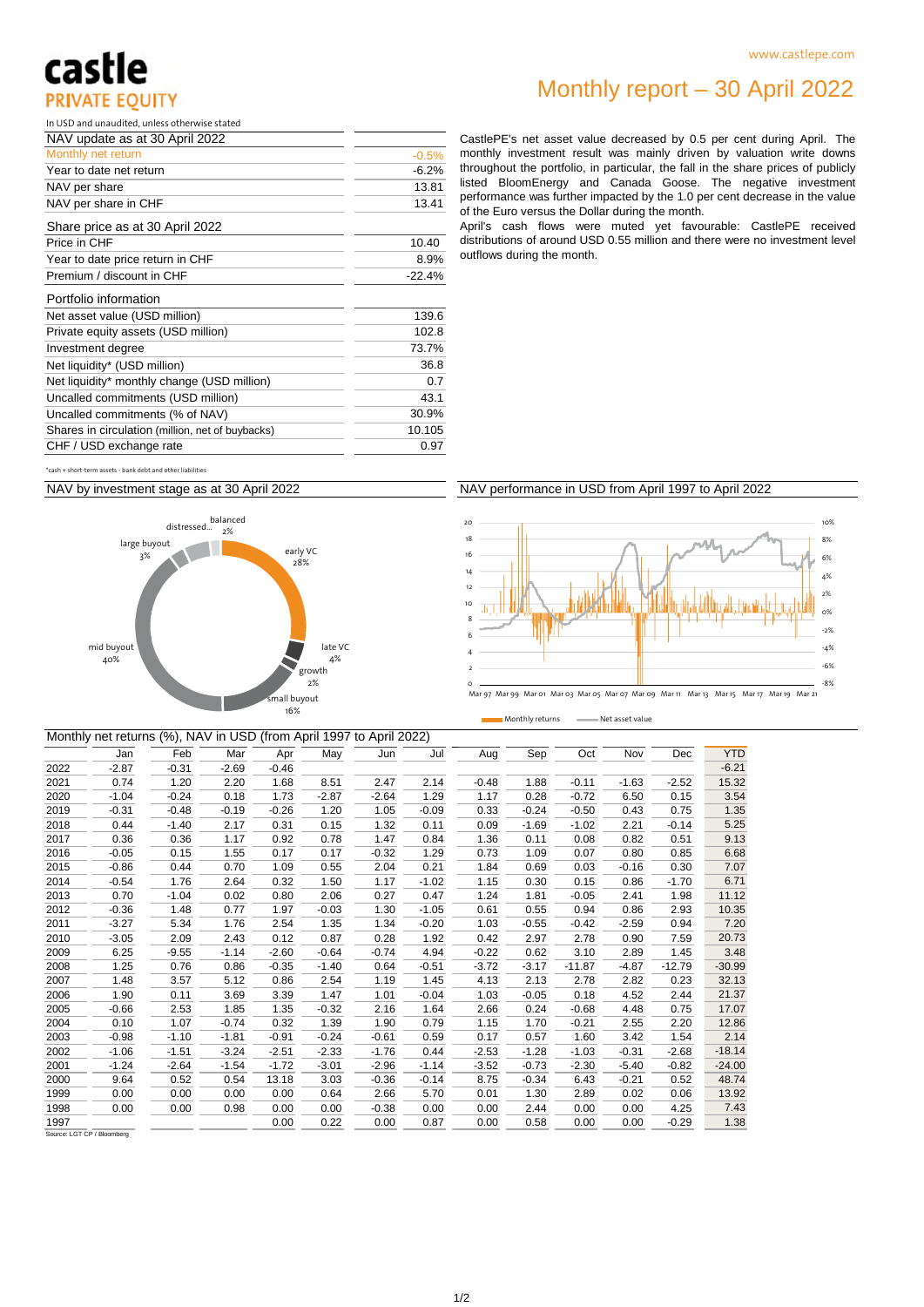castle PRIVATE EQUITY

www.castlepe.com

# Monthly report – 30 April 2022

In USD and unaudited, unless otherwise stated

| NAV update as at 30 April 2022 | |
|---|---|
| Monthly net return | -0.5% |
| Year to date net return | -6.2% |
| NAV per share | 13.81 |
| NAV per share in CHF | 13.41 |

| Share price as at 30 April 2022 | |
|---|---|
| Price in CHF | 10.40 |
| Year to date price return in CHF | 8.9% |
| Premium / discount in CHF | -22.4% |

| Portfolio information | |
|---|---|
| Net asset value (USD million) | 139.6 |
| Private equity assets (USD million) | 102.8 |
| Investment degree | 73.7% |
| Net liquidity* (USD million) | 36.8 |
| Net liquidity* monthly change (USD million) | 0.7 |
| Uncalled commitments (USD million) | 43.1 |
| Uncalled commitments (% of NAV) | 30.9% |
| Shares in circulation (million, net of buybacks) | 10.105 |
| CHF / USD exchange rate | 0.97 |

*cash + short-term assets - bank debt and other liabilities

CastlePE's net asset value decreased by 0.5 per cent during April. The monthly investment result was mainly driven by valuation write downs throughout the portfolio, in particular, the fall in the share prices of publicly listed BloomEnergy and Canada Goose. The negative investment performance was further impacted by the 1.0 per cent decrease in the value of the Euro versus the Dollar during the month.

April's cash flows were muted yet favourable: CastlePE received distributions of around USD 0.55 million and there were no investment level outflows during the month.

## NAV by investment stage as at 30 April 2022

early VC 28%; late VC 4%; growth 2%; small buyout 16%; mid buyout 40%; large buyout 3%; distressed...; balanced 2%

## NAV performance in USD from April 1997 to April 2022

Monthly returns — Net asset value

## Monthly net returns (%), NAV in USD (from April 1997 to April 2022)

| | Jan | Feb | Mar | Apr | May | Jun | Jul | Aug | Sep | Oct | Nov | Dec | YTD |
|---|---|---|---|---|---|---|---|---|---|---|---|---|---|
| 2022 | -2.87 | -0.31 | -2.69 | -0.46 | | | | | | | | | -6.21 |
| 2021 | 0.74 | 1.20 | 2.20 | 1.68 | 8.51 | 2.47 | 2.14 | -0.48 | 1.88 | -0.11 | -1.63 | -2.52 | 15.32 |
| 2020 | -1.04 | -0.24 | 0.18 | 1.73 | -2.87 | -2.64 | 1.29 | 1.17 | 0.28 | -0.72 | 6.50 | 0.15 | 3.54 |
| 2019 | -0.31 | -0.48 | -0.19 | -0.26 | 1.20 | 1.05 | -0.09 | 0.33 | -0.24 | -0.50 | 0.43 | 0.75 | 1.35 |
| 2018 | 0.44 | -1.40 | 2.17 | 0.31 | 0.15 | 1.32 | 0.11 | 0.09 | -1.69 | -1.02 | 2.21 | -0.14 | 5.25 |
| 2017 | 0.36 | 0.36 | 1.17 | 0.92 | 0.78 | 1.47 | 0.84 | 1.36 | 0.11 | 0.08 | 0.82 | 0.51 | 9.13 |
| 2016 | -0.05 | 0.15 | 1.55 | 0.17 | 0.17 | -0.32 | 1.29 | 0.73 | 1.09 | 0.07 | 0.80 | 0.85 | 6.68 |
| 2015 | -0.86 | 0.44 | 0.70 | 1.09 | 0.55 | 2.04 | 0.21 | 1.84 | 0.69 | 0.03 | -0.16 | 0.30 | 7.07 |
| 2014 | -0.54 | 1.76 | 2.64 | 0.32 | 1.50 | 1.17 | -1.02 | 1.15 | 0.30 | 0.15 | 0.86 | -1.70 | 6.71 |
| 2013 | 0.70 | -1.04 | 0.02 | 0.80 | 2.06 | 0.27 | 0.47 | 1.24 | 1.81 | -0.05 | 2.41 | 1.98 | 11.12 |
| 2012 | -0.36 | 1.48 | 0.77 | 1.97 | -0.03 | 1.30 | -1.05 | 0.61 | 0.55 | 0.94 | 0.86 | 2.93 | 10.35 |
| 2011 | -3.27 | 5.34 | 1.76 | 2.54 | 1.35 | 1.34 | -0.20 | 1.03 | -0.55 | -0.42 | -2.59 | 0.94 | 7.20 |
| 2010 | -3.05 | 2.09 | 2.43 | 0.12 | 0.87 | 0.28 | 1.92 | 0.42 | 2.97 | 2.78 | 0.90 | 7.59 | 20.73 |
| 2009 | 6.25 | -9.55 | -1.14 | -2.60 | -0.64 | -0.74 | 4.94 | -0.22 | 0.62 | 3.10 | 2.89 | 1.45 | 3.48 |
| 2008 | 1.25 | 0.76 | 0.86 | -0.35 | -1.40 | 0.64 | -0.51 | -3.72 | -3.17 | -11.87 | -4.87 | -12.79 | -30.99 |
| 2007 | 1.48 | 3.57 | 5.12 | 0.86 | 2.54 | 1.19 | 1.45 | 4.13 | 2.13 | 2.78 | 2.82 | 0.23 | 32.13 |
| 2006 | 1.90 | 0.11 | 3.69 | 3.39 | 1.47 | 1.01 | -0.04 | 1.03 | -0.05 | 0.18 | 4.52 | 2.44 | 21.37 |
| 2005 | -0.66 | 2.53 | 1.85 | 1.35 | -0.32 | 2.16 | 1.64 | 2.66 | 0.24 | -0.68 | 4.48 | 0.75 | 17.07 |
| 2004 | 0.10 | 1.07 | -0.74 | 0.32 | 1.39 | 1.90 | 0.79 | 1.15 | 1.70 | -0.21 | 2.55 | 2.20 | 12.86 |
| 2003 | -0.98 | -1.10 | -1.81 | -0.91 | -0.24 | -0.61 | 0.59 | 0.17 | 0.57 | 1.60 | 3.42 | 1.54 | 2.14 |
| 2002 | -1.06 | -1.51 | -3.24 | -2.51 | -2.33 | -1.76 | 0.44 | -2.53 | -1.28 | -1.03 | -0.31 | -2.68 | -18.14 |
| 2001 | -1.24 | -2.64 | -1.54 | -1.72 | -3.01 | -2.96 | -1.14 | -3.52 | -0.73 | -2.30 | -5.40 | -0.82 | -24.00 |
| 2000 | 9.64 | 0.52 | 0.54 | 13.18 | 3.03 | -0.36 | -0.14 | 8.75 | -0.34 | 6.43 | -0.21 | 0.52 | 48.74 |
| 1999 | 0.00 | 0.00 | 0.00 | 0.00 | 0.64 | 2.66 | 5.70 | 0.01 | 1.30 | 2.89 | 0.02 | 0.06 | 13.92 |
| 1998 | 0.00 | 0.00 | 0.98 | 0.00 | 0.00 | -0.38 | 0.00 | 0.00 | 2.44 | 0.00 | 0.00 | 4.25 | 7.43 |
| 1997 | | | | 0.00 | 0.22 | 0.00 | 0.87 | 0.00 | 0.58 | 0.00 | 0.00 | -0.29 | 1.38 |

Source: LGT CP / Bloomberg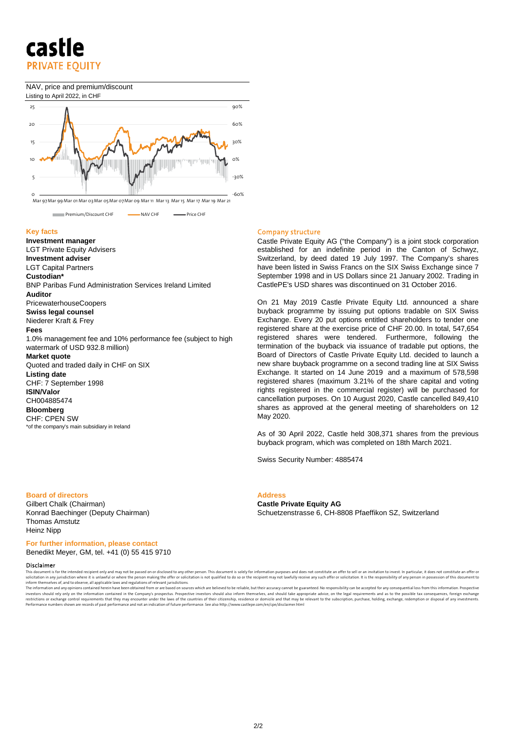# castle
PRIVATE EQUITY

NAV, price and premium/discount

Listing to April 2022, in CHF

25
20
15
10
5
0

90%
60%
30%
0%
-30%
-60%

Mar 97 Mar 99 Mar 01 Mar 03 Mar 05 Mar 07 Mar 09 Mar 11 Mar 13 Mar 15 Mar 17 Mar 19 Mar 21

Premium/Discount CHF
NAV CHF
Price CHF

## Key facts

**Investment manager**
LGT Private Equity Advisers
**Investment adviser**
LGT Capital Partners
**Custodian***
BNP Paribas Fund Administration Services Ireland Limited
**Auditor**
PricewaterhouseCoopers
**Swiss legal counsel**
Niederer Kraft & Frey
**Fees**
1.0% management fee and 10% performance fee (subject to high watermark of USD 932.8 million)
**Market quote**
Quoted and traded daily in CHF on SIX
**Listing date**
CHF: 7 September 1998
**ISIN/Valor**
CH004885474
**Bloomberg**
CHF: CPEN SW
*of the company's main subsidiary in Ireland

## Company structure

Castle Private Equity AG ("the Company") is a joint stock corporation established for an indefinite period in the Canton of Schwyz, Switzerland, by deed dated 19 July 1997. The Company's shares have been listed in Swiss Francs on the SIX Swiss Exchange since 7 September 1998 and in US Dollars since 21 January 2002. Trading in CastlePE's USD shares was discontinued on 31 October 2016.

On 21 May 2019 Castle Private Equity Ltd. announced a share buyback programme by issuing put options tradable on SIX Swiss Exchange. Every 20 put options entitled shareholders to tender one registered share at the exercise price of CHF 20.00. In total, 547,654 registered shares were tendered. Furthermore, following the termination of the buyback via issuance of tradable put options, the Board of Directors of Castle Private Equity Ltd. decided to launch a new share buyback programme on a second trading line at SIX Swiss Exchange. It started on 14 June 2019 and a maximum of 578,598 registered shares (maximum 3.21% of the share capital and voting rights registered in the commercial register) will be purchased for cancellation purposes. On 10 August 2020, Castle cancelled 849,410 shares as approved at the general meeting of shareholders on 12 May 2020.

As of 30 April 2022, Castle held 308,371 shares from the previous buyback program, which was completed on 18th March 2021.

Swiss Security Number: 4885474

## Board of directors

Gilbert Chalk (Chairman)
Konrad Baechinger (Deputy Chairman)
Thomas Amstutz
Heinz Nipp

## For further information, please contact

Benedikt Meyer, GM, tel. +41 (0) 55 415 9710

## Address

**Castle Private Equity AG**
Schuetzenstrasse 6, CH-8808 Pfaeffikon SZ, Switzerland

## Disclaimer

This document is for the intended recipient only and may not be passed on or disclosed to any other person. This document is solely for information purposes and does not constitute an offer to sell or an invitation to invest. In particular, it does not constitute an offer or solicitation in any jurisdiction where it is unlawful or where the person making the offer or solicitation is not qualified to do so or the recipient may not lawfully receive any such offer or solicitation. It is the responsibility of any person in possession of this document to inform themselves of, and to observe, all applicable laws and regulations of relevant jurisdictions.
The information and any opinions contained herein have been obtained from or are based on sources which are believed to be reliable, but their accuracy cannot be guaranteed. No responsibility can be accepted for any consequential loss from this information. Prospective investors should rely only on the information contained in the Company's prospectus. Prospective investors should also inform themselves, and should take appropriate advice, on the legal requirements and as to the possible tax consequences, foreign exchange restrictions or exchange control requirements that they may encounter under the laws of the countries of their citizenship, residence or domicile and that may be relevant to the subscription, purchase, holding, exchange, redemption or disposal of any investments. Performance numbers shown are records of past performance and not an indication of future performance. See also http://www.castlepe.com/en/cpe/disclaimer.html